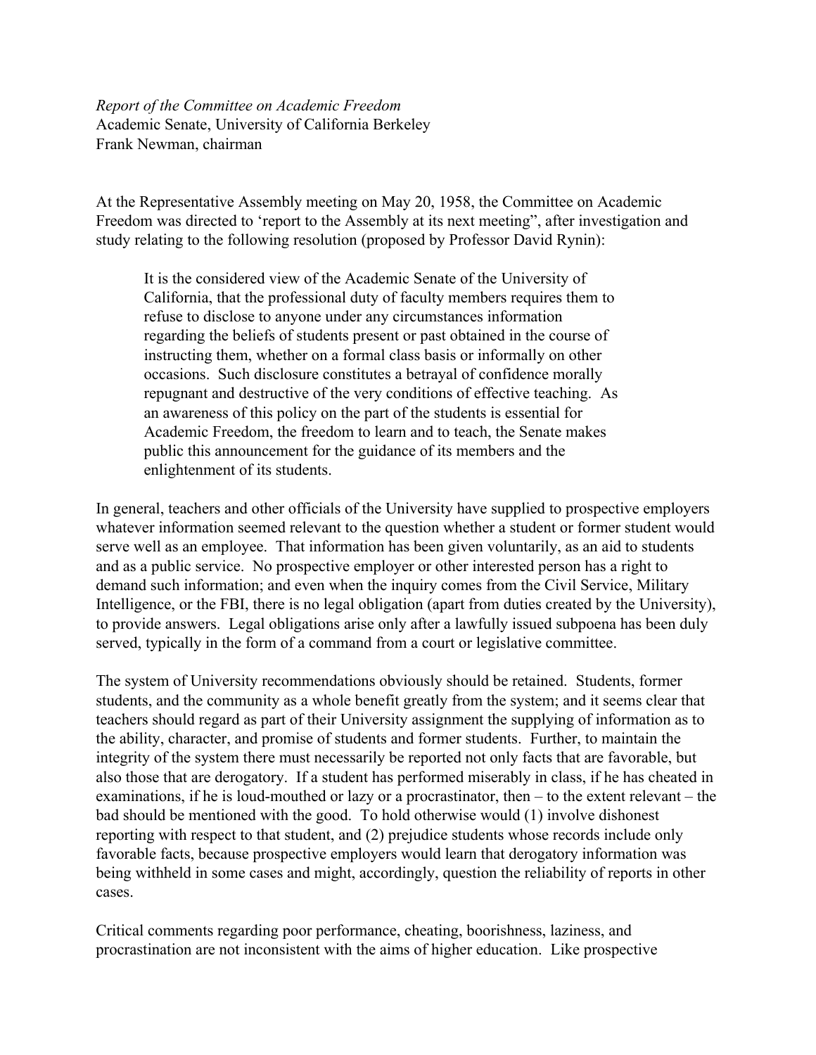*Report of the Committee on Academic Freedom*
Academic Senate, University of California Berkeley
Frank Newman, chairman

At the Representative Assembly meeting on May 20, 1958, the Committee on Academic Freedom was directed to 'report to the Assembly at its next meeting", after investigation and study relating to the following resolution (proposed by Professor David Rynin):

> It is the considered view of the Academic Senate of the University of California, that the professional duty of faculty members requires them to refuse to disclose to anyone under any circumstances information regarding the beliefs of students present or past obtained in the course of instructing them, whether on a formal class basis or informally on other occasions. Such disclosure constitutes a betrayal of confidence morally repugnant and destructive of the very conditions of effective teaching. As an awareness of this policy on the part of the students is essential for Academic Freedom, the freedom to learn and to teach, the Senate makes public this announcement for the guidance of its members and the enlightenment of its students.

In general, teachers and other officials of the University have supplied to prospective employers whatever information seemed relevant to the question whether a student or former student would serve well as an employee. That information has been given voluntarily, as an aid to students and as a public service. No prospective employer or other interested person has a right to demand such information; and even when the inquiry comes from the Civil Service, Military Intelligence, or the FBI, there is no legal obligation (apart from duties created by the University), to provide answers. Legal obligations arise only after a lawfully issued subpoena has been duly served, typically in the form of a command from a court or legislative committee.

The system of University recommendations obviously should be retained. Students, former students, and the community as a whole benefit greatly from the system; and it seems clear that teachers should regard as part of their University assignment the supplying of information as to the ability, character, and promise of students and former students. Further, to maintain the integrity of the system there must necessarily be reported not only facts that are favorable, but also those that are derogatory. If a student has performed miserably in class, if he has cheated in examinations, if he is loud-mouthed or lazy or a procrastinator, then – to the extent relevant – the bad should be mentioned with the good. To hold otherwise would (1) involve dishonest reporting with respect to that student, and (2) prejudice students whose records include only favorable facts, because prospective employers would learn that derogatory information was being withheld in some cases and might, accordingly, question the reliability of reports in other cases.

Critical comments regarding poor performance, cheating, boorishness, laziness, and procrastination are not inconsistent with the aims of higher education. Like prospective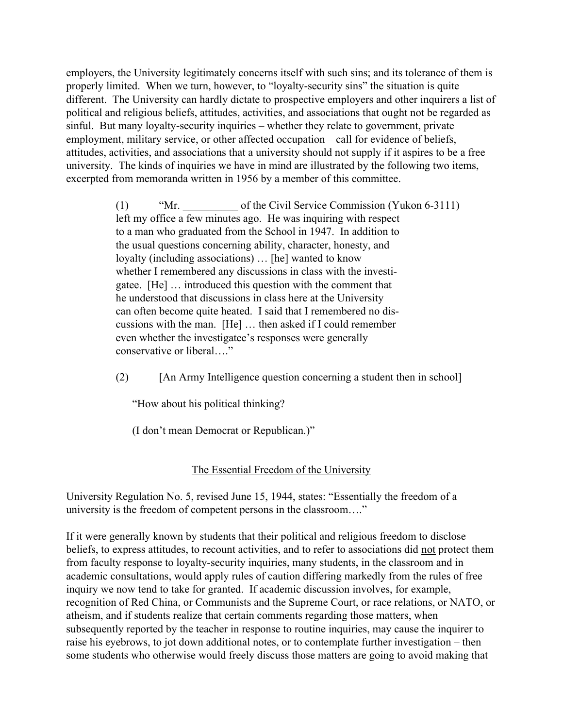employers, the University legitimately concerns itself with such sins; and its tolerance of them is properly limited. When we turn, however, to "loyalty-security sins" the situation is quite different. The University can hardly dictate to prospective employers and other inquirers a list of political and religious beliefs, attitudes, activities, and associations that ought not be regarded as sinful. But many loyalty-security inquiries – whether they relate to government, private employment, military service, or other affected occupation – call for evidence of beliefs, attitudes, activities, and associations that a university should not supply if it aspires to be a free university. The kinds of inquiries we have in mind are illustrated by the following two items, excerpted from memoranda written in 1956 by a member of this committee.

> (1) "Mr. __________ of the Civil Service Commission (Yukon 6-3111) left my office a few minutes ago. He was inquiring with respect to a man who graduated from the School in 1947. In addition to the usual questions concerning ability, character, honesty, and loyalty (including associations) … [he] wanted to know whether I remembered any discussions in class with the investigatee. [He] … introduced this question with the comment that he understood that discussions in class here at the University can often become quite heated. I said that I remembered no discussions with the man. [He] … then asked if I could remember even whether the investigatee's responses were generally conservative or liberal…."
>
> (2) [An Army Intelligence question concerning a student then in school]
>
> "How about his political thinking?
>
> (I don't mean Democrat or Republican.)"

## The Essential Freedom of the University

University Regulation No. 5, revised June 15, 1944, states: "Essentially the freedom of a university is the freedom of competent persons in the classroom…."

If it were generally known by students that their political and religious freedom to disclose beliefs, to express attitudes, to recount activities, and to refer to associations did not protect them from faculty response to loyalty-security inquiries, many students, in the classroom and in academic consultations, would apply rules of caution differing markedly from the rules of free inquiry we now tend to take for granted. If academic discussion involves, for example, recognition of Red China, or Communists and the Supreme Court, or race relations, or NATO, or atheism, and if students realize that certain comments regarding those matters, when subsequently reported by the teacher in response to routine inquiries, may cause the inquirer to raise his eyebrows, to jot down additional notes, or to contemplate further investigation – then some students who otherwise would freely discuss those matters are going to avoid making that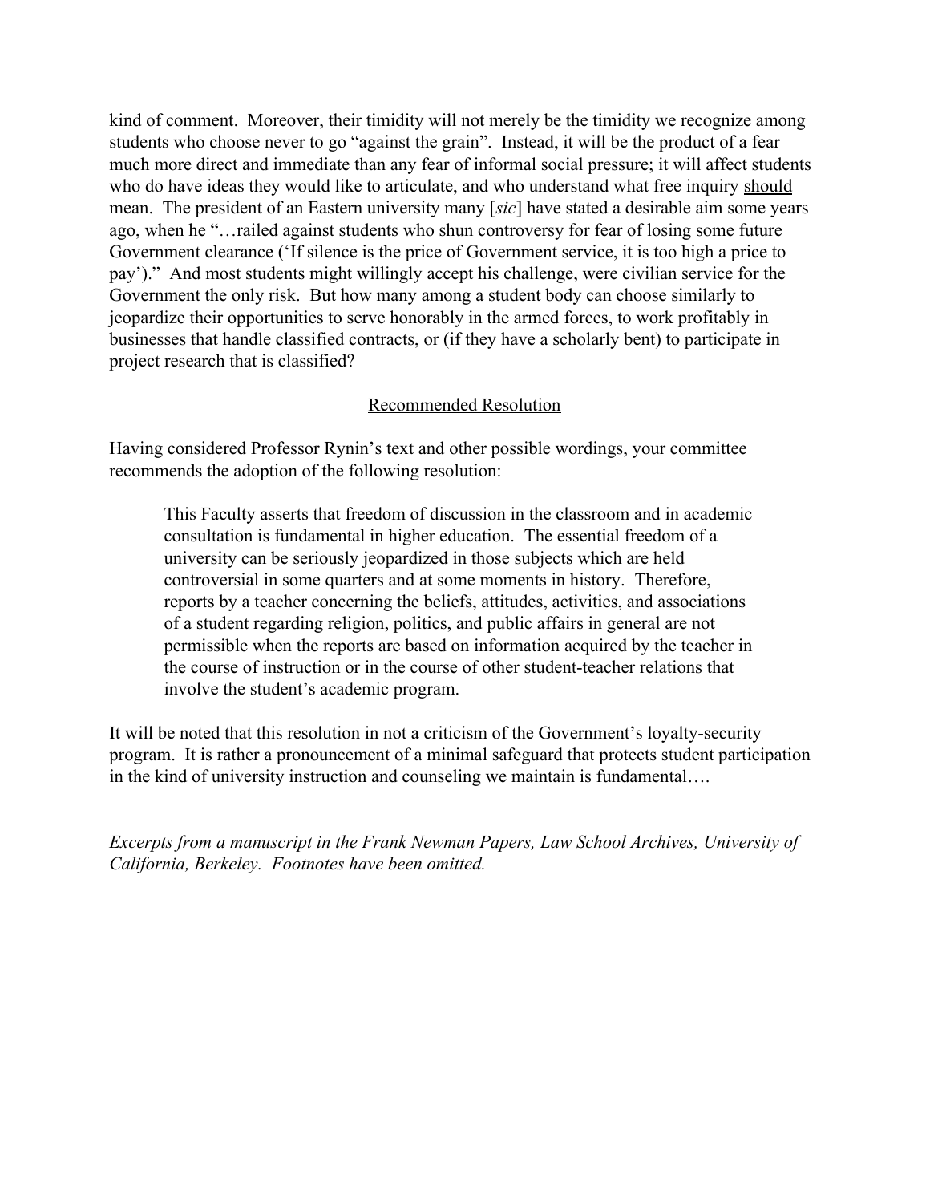kind of comment. Moreover, their timidity will not merely be the timidity we recognize among students who choose never to go "against the grain". Instead, it will be the product of a fear much more direct and immediate than any fear of informal social pressure; it will affect students who do have ideas they would like to articulate, and who understand what free inquiry <u>should</u> mean. The president of an Eastern university many [*sic*] have stated a desirable aim some years ago, when he "…railed against students who shun controversy for fear of losing some future Government clearance ('If silence is the price of Government service, it is too high a price to pay')." And most students might willingly accept his challenge, were civilian service for the Government the only risk. But how many among a student body can choose similarly to jeopardize their opportunities to serve honorably in the armed forces, to work profitably in businesses that handle classified contracts, or (if they have a scholarly bent) to participate in project research that is classified?

## <u>Recommended Resolution</u>

Having considered Professor Rynin's text and other possible wordings, your committee recommends the adoption of the following resolution:

> This Faculty asserts that freedom of discussion in the classroom and in academic consultation is fundamental in higher education. The essential freedom of a university can be seriously jeopardized in those subjects which are held controversial in some quarters and at some moments in history. Therefore, reports by a teacher concerning the beliefs, attitudes, activities, and associations of a student regarding religion, politics, and public affairs in general are not permissible when the reports are based on information acquired by the teacher in the course of instruction or in the course of other student-teacher relations that involve the student's academic program.

It will be noted that this resolution in not a criticism of the Government's loyalty-security program. It is rather a pronouncement of a minimal safeguard that protects student participation in the kind of university instruction and counseling we maintain is fundamental….

*Excerpts from a manuscript in the Frank Newman Papers, Law School Archives, University of California, Berkeley. Footnotes have been omitted.*